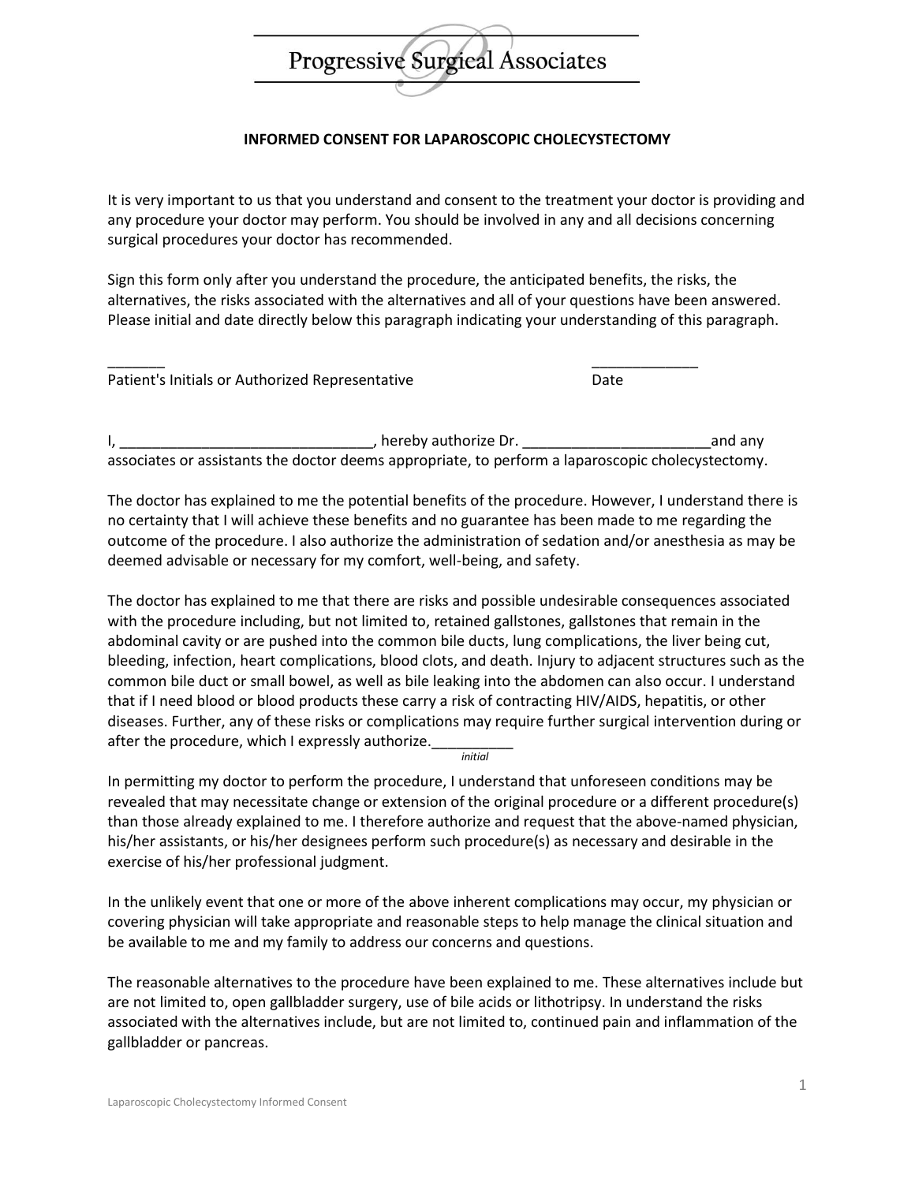Progressive Surgical Associates

## INFORMED CONSENT FOR LAPAROSCOPIC CHOLECYSTECTOMY

It is very important to us that you understand and consent to the treatment your doctor is providing and any procedure your doctor may perform. You should be involved in any and all decisions concerning surgical procedures your doctor has recommended.

Sign this form only after you understand the procedure, the anticipated benefits, the risks, the alternatives, the risks associated with the alternatives and all of your questions have been answered. Please initial and date directly below this paragraph indicating your understanding of this paragraph.

_______ _____________

Patient's Initials or Authorized Representative Date

I, _______________________________, hereby authorize Dr. _______________________and any associates or assistants the doctor deems appropriate, to perform a laparoscopic cholecystectomy.

The doctor has explained to me the potential benefits of the procedure. However, I understand there is no certainty that I will achieve these benefits and no guarantee has been made to me regarding the outcome of the procedure. I also authorize the administration of sedation and/or anesthesia as may be deemed advisable or necessary for my comfort, well-being, and safety.

The doctor has explained to me that there are risks and possible undesirable consequences associated with the procedure including, but not limited to, retained gallstones, gallstones that remain in the abdominal cavity or are pushed into the common bile ducts, lung complications, the liver being cut, bleeding, infection, heart complications, blood clots, and death. Injury to adjacent structures such as the common bile duct or small bowel, as well as bile leaking into the abdomen can also occur. I understand that if I need blood or blood products these carry a risk of contracting HIV/AIDS, hepatitis, or other diseases. Further, any of these risks or complications may require further surgical intervention during or after the procedure, which I expressly authorize.__________
*initial*

In permitting my doctor to perform the procedure, I understand that unforeseen conditions may be revealed that may necessitate change or extension of the original procedure or a different procedure(s) than those already explained to me. I therefore authorize and request that the above-named physician, his/her assistants, or his/her designees perform such procedure(s) as necessary and desirable in the exercise of his/her professional judgment.

In the unlikely event that one or more of the above inherent complications may occur, my physician or covering physician will take appropriate and reasonable steps to help manage the clinical situation and be available to me and my family to address our concerns and questions.

The reasonable alternatives to the procedure have been explained to me. These alternatives include but are not limited to, open gallbladder surgery, use of bile acids or lithotripsy. In understand the risks associated with the alternatives include, but are not limited to, continued pain and inflammation of the gallbladder or pancreas.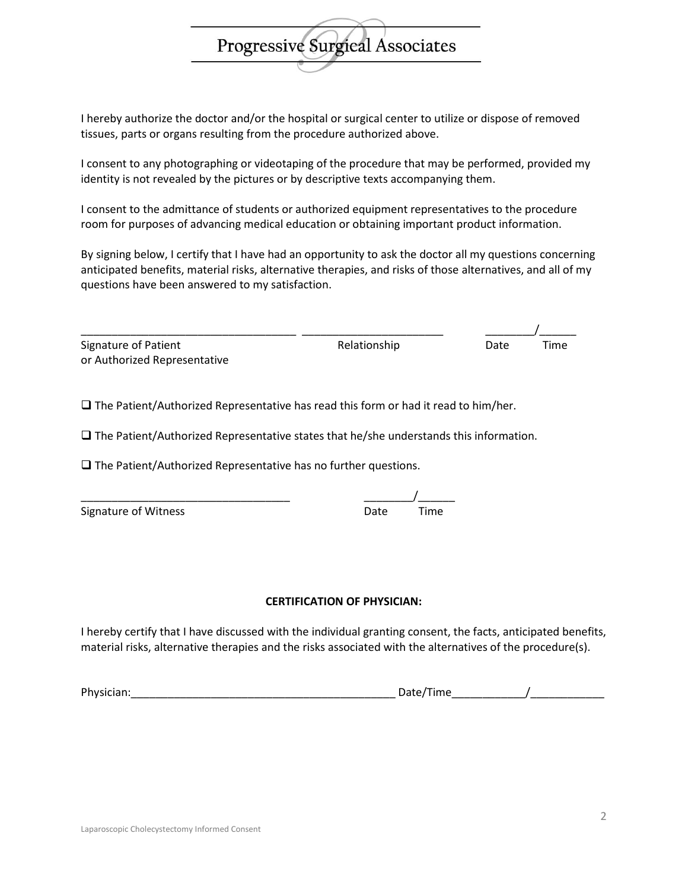I hereby authorize the doctor and/or the hospital or surgical center to utilize or dispose of removed tissues, parts or organs resulting from the procedure authorized above.

I consent to any photographing or videotaping of the procedure that may be performed, provided my identity is not revealed by the pictures or by descriptive texts accompanying them.

I consent to the admittance of students or authorized equipment representatives to the procedure room for purposes of advancing medical education or obtaining important product information.

By signing below, I certify that I have had an opportunity to ask the doctor all my questions concerning anticipated benefits, material risks, alternative therapies, and risks of those alternatives, and all of my questions have been answered to my satisfaction.

___________________________________ ______________________ ________/______

Signature of Patient or Authorized Representative — Relationship — Date / Time

☐ The Patient/Authorized Representative has read this form or had it read to him/her.

☐ The Patient/Authorized Representative states that he/she understands this information.

☐ The Patient/Authorized Representative has no further questions.

__________________________________ ________/______

Signature of Witness — Date / Time

**CERTIFICATION OF PHYSICIAN:**

I hereby certify that I have discussed with the individual granting consent, the facts, anticipated benefits, material risks, alternative therapies and the risks associated with the alternatives of the procedure(s).

Physician:___________________________________________ Date/Time____________/____________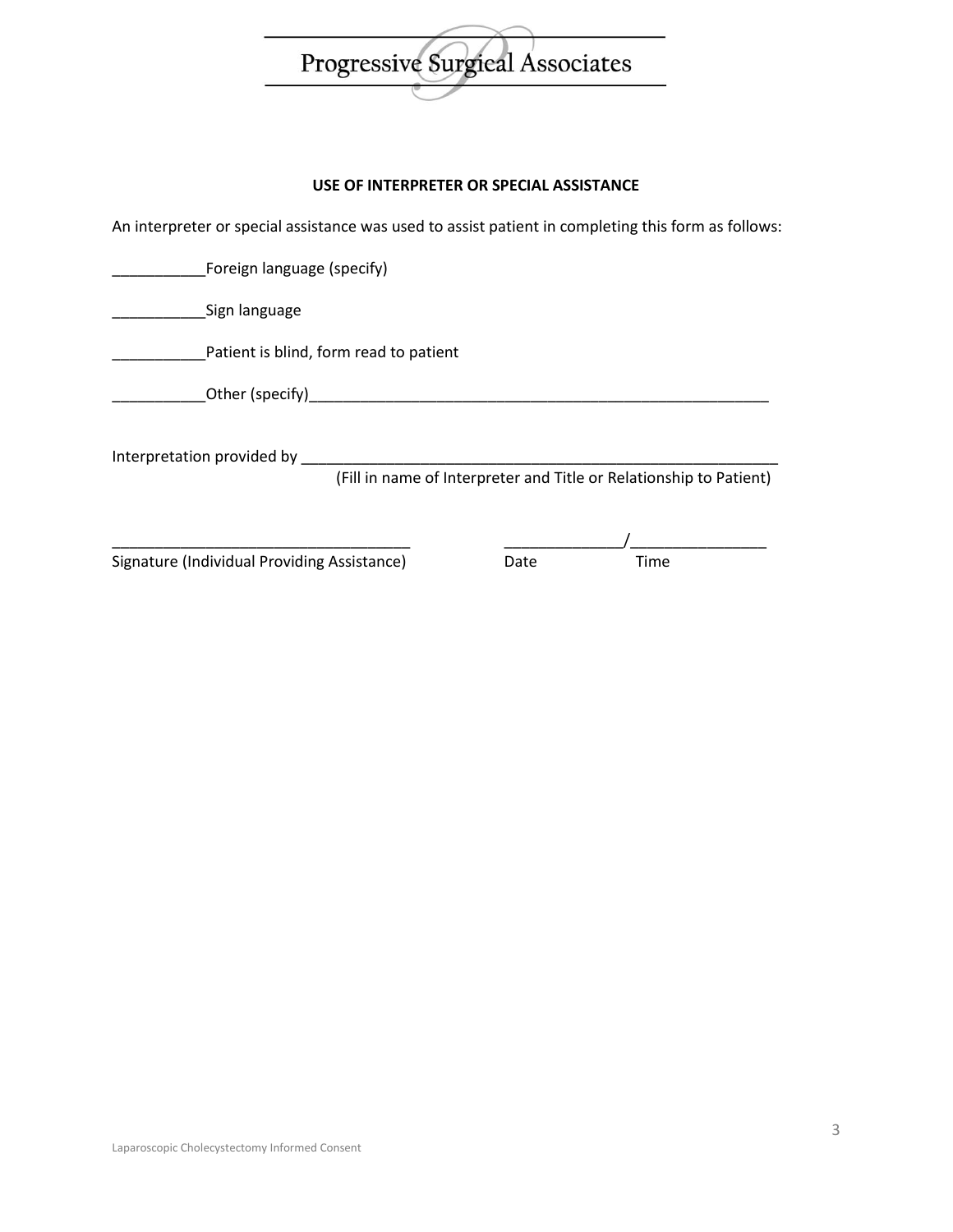Progressive Surgical Associates

**USE OF INTERPRETER OR SPECIAL ASSISTANCE**

An interpreter or special assistance was used to assist patient in completing this form as follows:

___________Foreign language (specify)

___________Sign language

___________Patient is blind, form read to patient

___________Other (specify)_________________________________________________________

Interpretation provided by ___________________________________________________________
(Fill in name of Interpreter and Title or Relationship to Patient)

___________________________________ ______________/________________
Signature (Individual Providing Assistance) Date Time